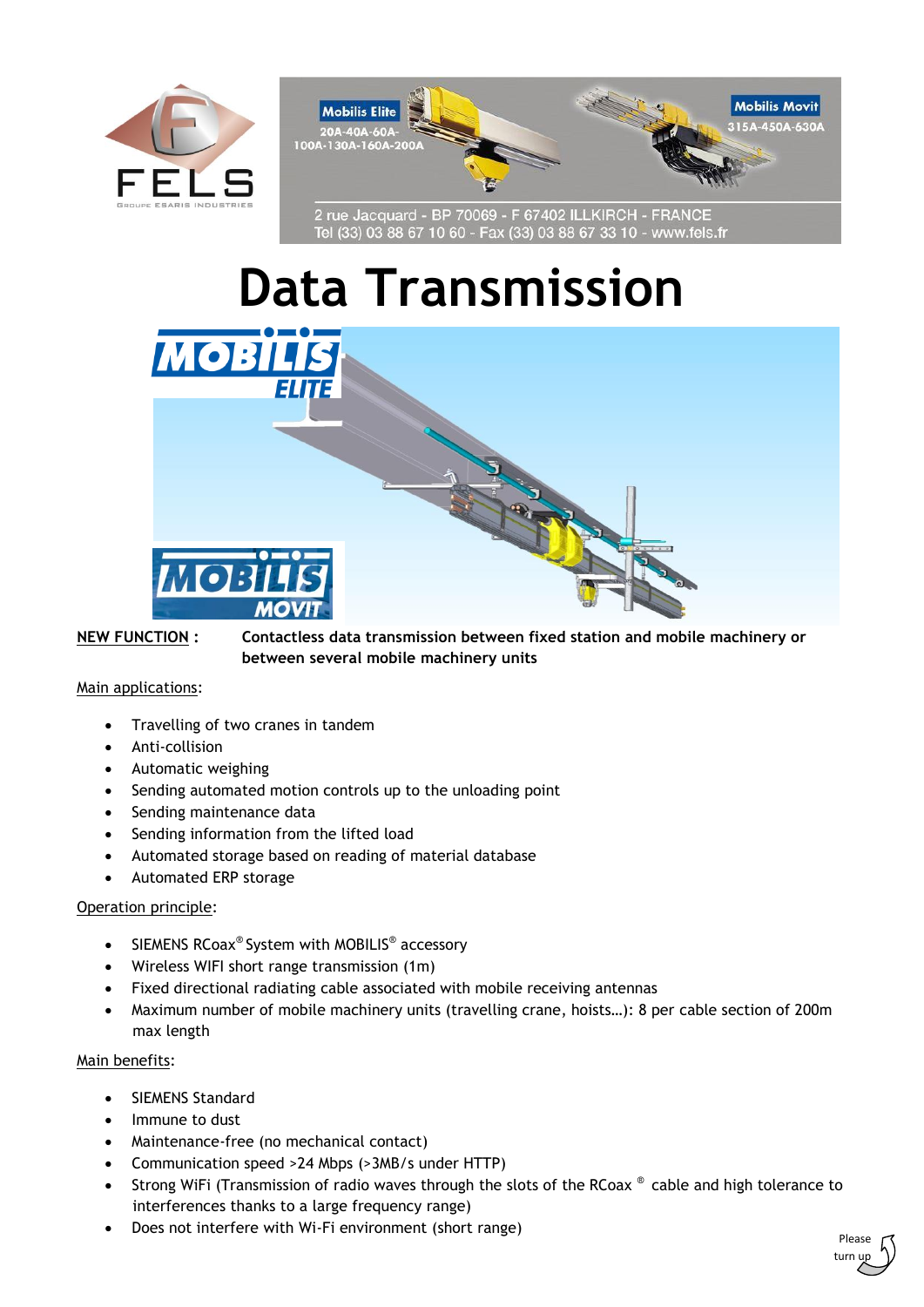FELS

GROUPE ESARIS INDUSTRIES

Mobilis Elite
20A-40A-60A-100A-130A-160A-200A

Mobilis Movit
315A-450A-630A

2 rue Jacquard - BP 70069 - F 67402 ILLKIRCH - FRANCE
Tel (33) 03 88 67 10 60 - Fax (33) 03 88 67 33 10 - www.fels.fr

# Data Transmission

MOBILIS ELITE

MOBILIS MOVIT

**NEW FUNCTION :** **Contactless data transmission between fixed station and mobile machinery or between several mobile machinery units**

Main applications:

- Travelling of two cranes in tandem
- Anti-collision
- Automatic weighing
- Sending automated motion controls up to the unloading point
- Sending maintenance data
- Sending information from the lifted load
- Automated storage based on reading of material database
- Automated ERP storage

Operation principle:

- SIEMENS RCoax® System with MOBILIS® accessory
- Wireless WIFI short range transmission (1m)
- Fixed directional radiating cable associated with mobile receiving antennas
- Maximum number of mobile machinery units (travelling crane, hoists…): 8 per cable section of 200m max length

Main benefits:

- SIEMENS Standard
- Immune to dust
- Maintenance-free (no mechanical contact)
- Communication speed >24 Mbps (>3MB/s under HTTP)
- Strong WiFi (Transmission of radio waves through the slots of the RCoax ® cable and high tolerance to interferences thanks to a large frequency range)
- Does not interfere with Wi-Fi environment (short range)

Please turn up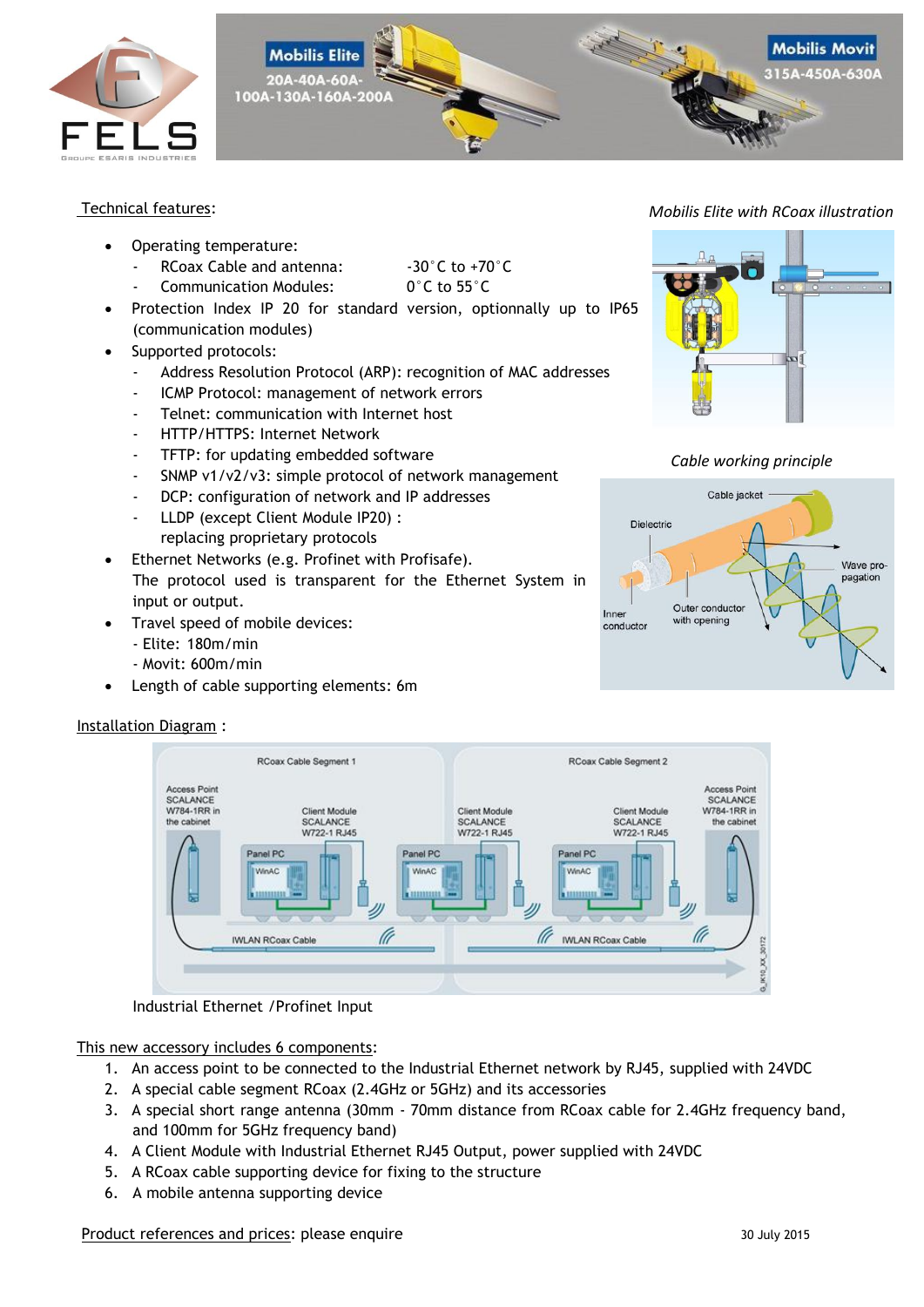Technical features:

- Operating temperature:
  - RCoax Cable and antenna: -30°C to +70°C
  - Communication Modules: 0°C to 55°C
- Protection Index IP 20 for standard version, optionnally up to IP65 (communication modules)
- Supported protocols:
  - Address Resolution Protocol (ARP): recognition of MAC addresses
  - ICMP Protocol: management of network errors
  - Telnet: communication with Internet host
  - HTTP/HTTPS: Internet Network
  - TFTP: for updating embedded software
  - SNMP v1/v2/v3: simple protocol of network management
  - DCP: configuration of network and IP addresses
  - LLDP (except Client Module IP20) : replacing proprietary protocols
- Ethernet Networks (e.g. Profinet with Profisafe). The protocol used is transparent for the Ethernet System in input or output.
- Travel speed of mobile devices:
  - Elite: 180m/min
  - Movit: 600m/min
- Length of cable supporting elements: 6m

*Mobilis Elite with RCoax illustration*

*Cable working principle*

Cable jacket
Dielectric
Wave propagation
Inner conductor
Outer conductor with opening

Installation Diagram :

RCoax Cable Segment 1
RCoax Cable Segment 2
Access Point SCALANCE W784-1RR in the cabinet
Client Module SCALANCE W722-1 RJ45
Panel PC
WinAC
IWLAN RCoax Cable

Industrial Ethernet /Profinet Input

This new accessory includes 6 components:

1. An access point to be connected to the Industrial Ethernet network by RJ45, supplied with 24VDC
2. A special cable segment RCoax (2.4GHz or 5GHz) and its accessories
3. A special short range antenna (30mm - 70mm distance from RCoax cable for 2.4GHz frequency band, and 100mm for 5GHz frequency band)
4. A Client Module with Industrial Ethernet RJ45 Output, power supplied with 24VDC
5. A RCoax cable supporting device for fixing to the structure
6. A mobile antenna supporting device

Product references and prices: please enquire

30 July 2015